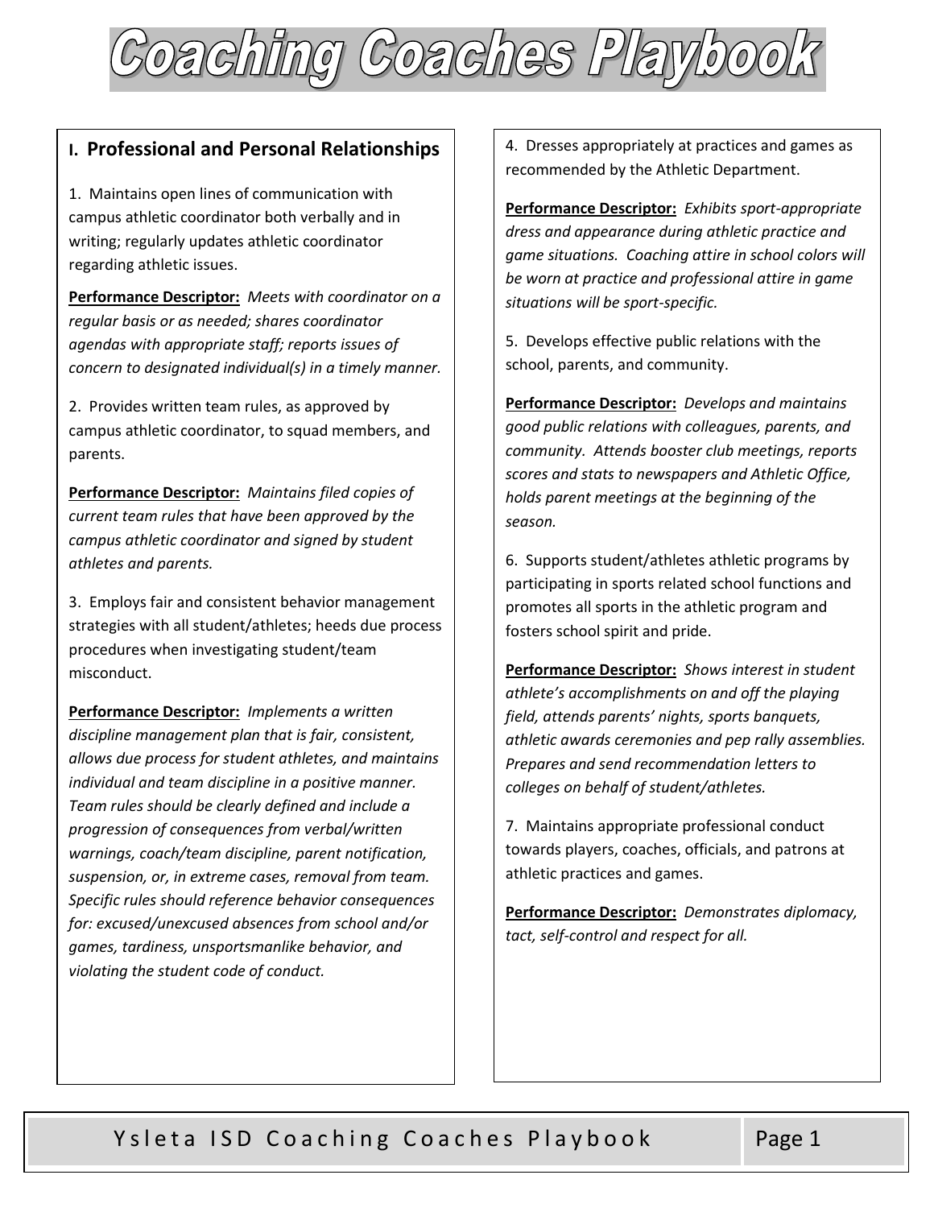# Coaching Coaches Playbook

## I. Professional and Personal Relationships

1. Maintains open lines of communication with campus athletic coordinator both verbally and in writing; regularly updates athletic coordinator regarding athletic issues.

**Performance Descriptor:** *Meets with coordinator on a regular basis or as needed; shares coordinator agendas with appropriate staff; reports issues of concern to designated individual(s) in a timely manner.*

2. Provides written team rules, as approved by campus athletic coordinator, to squad members, and parents.

**Performance Descriptor:** *Maintains filed copies of current team rules that have been approved by the campus athletic coordinator and signed by student athletes and parents.*

3. Employs fair and consistent behavior management strategies with all student/athletes; heeds due process procedures when investigating student/team misconduct.

**Performance Descriptor:** *Implements a written discipline management plan that is fair, consistent, allows due process for student athletes, and maintains individual and team discipline in a positive manner. Team rules should be clearly defined and include a progression of consequences from verbal/written warnings, coach/team discipline, parent notification, suspension, or, in extreme cases, removal from team. Specific rules should reference behavior consequences for: excused/unexcused absences from school and/or games, tardiness, unsportsmanlike behavior, and violating the student code of conduct.*

4. Dresses appropriately at practices and games as recommended by the Athletic Department.

**Performance Descriptor:** *Exhibits sport-appropriate dress and appearance during athletic practice and game situations. Coaching attire in school colors will be worn at practice and professional attire in game situations will be sport-specific.*

5. Develops effective public relations with the school, parents, and community.

**Performance Descriptor:** *Develops and maintains good public relations with colleagues, parents, and community. Attends booster club meetings, reports scores and stats to newspapers and Athletic Office, holds parent meetings at the beginning of the season.*

6. Supports student/athletes athletic programs by participating in sports related school functions and promotes all sports in the athletic program and fosters school spirit and pride.

**Performance Descriptor:** *Shows interest in student athlete's accomplishments on and off the playing field, attends parents' nights, sports banquets, athletic awards ceremonies and pep rally assemblies. Prepares and send recommendation letters to colleges on behalf of student/athletes.*

7. Maintains appropriate professional conduct towards players, coaches, officials, and patrons at athletic practices and games.

**Performance Descriptor:** *Demonstrates diplomacy, tact, self-control and respect for all.*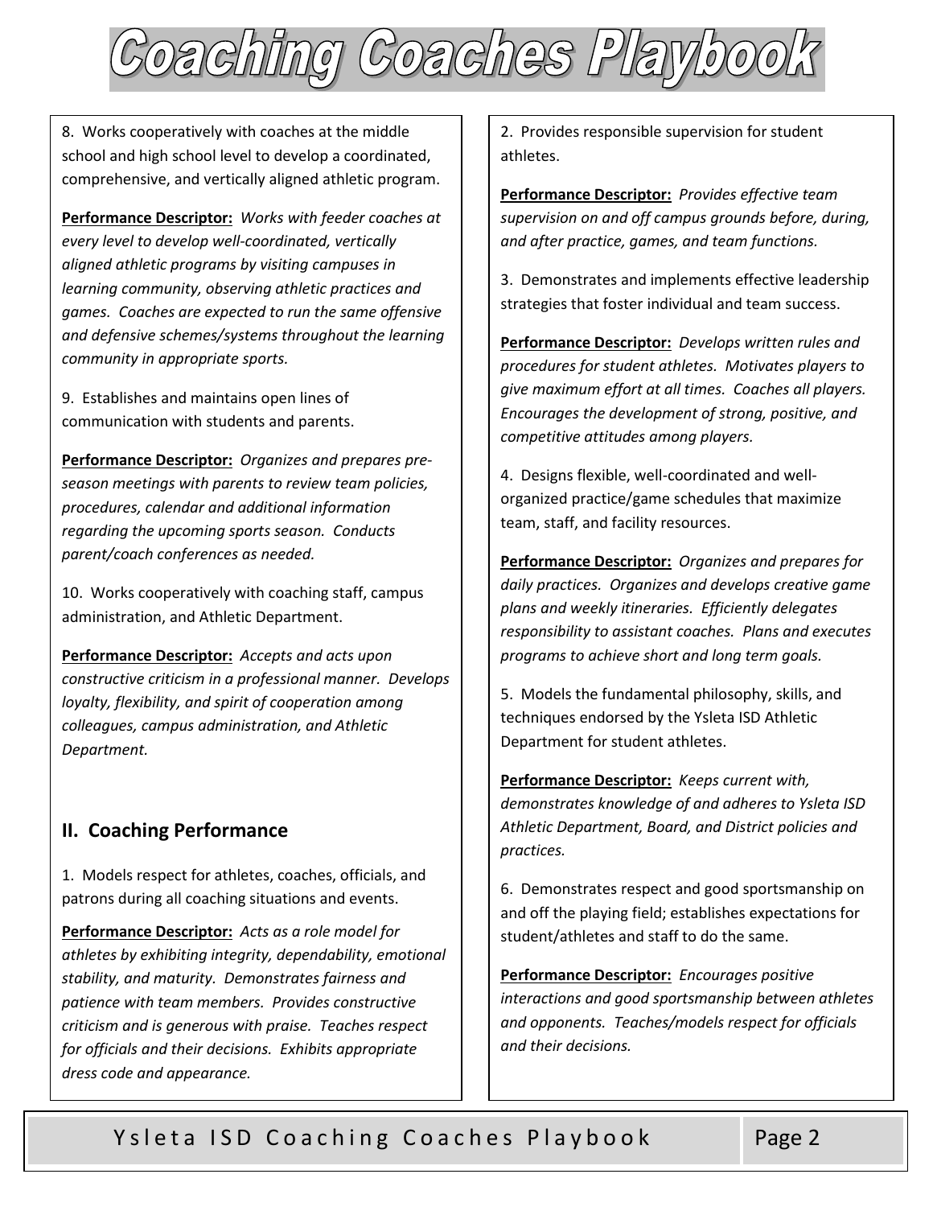8. Works cooperatively with coaches at the middle school and high school level to develop a coordinated, comprehensive, and vertically aligned athletic program.

**Performance Descriptor:** *Works with feeder coaches at every level to develop well-coordinated, vertically aligned athletic programs by visiting campuses in learning community, observing athletic practices and games. Coaches are expected to run the same offensive and defensive schemes/systems throughout the learning community in appropriate sports.*

9. Establishes and maintains open lines of communication with students and parents.

**Performance Descriptor:** *Organizes and prepares pre-season meetings with parents to review team policies, procedures, calendar and additional information regarding the upcoming sports season. Conducts parent/coach conferences as needed.*

10. Works cooperatively with coaching staff, campus administration, and Athletic Department.

**Performance Descriptor:** *Accepts and acts upon constructive criticism in a professional manner. Develops loyalty, flexibility, and spirit of cooperation among colleagues, campus administration, and Athletic Department.*

## II. Coaching Performance

1. Models respect for athletes, coaches, officials, and patrons during all coaching situations and events.

**Performance Descriptor:** *Acts as a role model for athletes by exhibiting integrity, dependability, emotional stability, and maturity. Demonstrates fairness and patience with team members. Provides constructive criticism and is generous with praise. Teaches respect for officials and their decisions. Exhibits appropriate dress code and appearance.*

2. Provides responsible supervision for student athletes.

**Performance Descriptor:** *Provides effective team supervision on and off campus grounds before, during, and after practice, games, and team functions.*

3. Demonstrates and implements effective leadership strategies that foster individual and team success.

**Performance Descriptor:** *Develops written rules and procedures for student athletes. Motivates players to give maximum effort at all times. Coaches all players. Encourages the development of strong, positive, and competitive attitudes among players.*

4. Designs flexible, well-coordinated and well-organized practice/game schedules that maximize team, staff, and facility resources.

**Performance Descriptor:** *Organizes and prepares for daily practices. Organizes and develops creative game plans and weekly itineraries. Efficiently delegates responsibility to assistant coaches. Plans and executes programs to achieve short and long term goals.*

5. Models the fundamental philosophy, skills, and techniques endorsed by the Ysleta ISD Athletic Department for student athletes.

**Performance Descriptor:** *Keeps current with, demonstrates knowledge of and adheres to Ysleta ISD Athletic Department, Board, and District policies and practices.*

6. Demonstrates respect and good sportsmanship on and off the playing field; establishes expectations for student/athletes and staff to do the same.

**Performance Descriptor:** *Encourages positive interactions and good sportsmanship between athletes and opponents. Teaches/models respect for officials and their decisions.*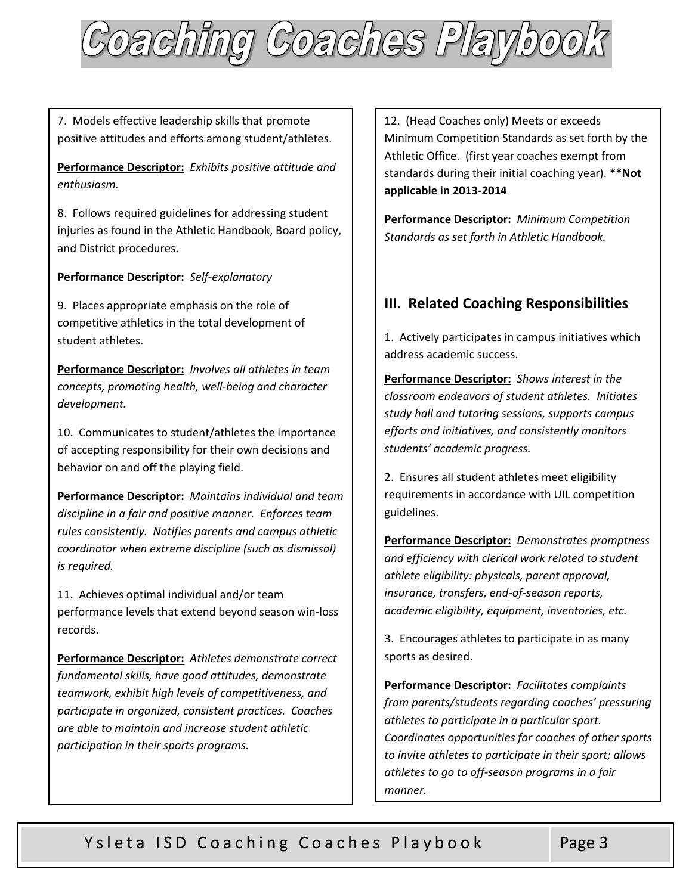7. Models effective leadership skills that promote positive attitudes and efforts among student/athletes.

**Performance Descriptor:** *Exhibits positive attitude and enthusiasm.*

8. Follows required guidelines for addressing student injuries as found in the Athletic Handbook, Board policy, and District procedures.

**Performance Descriptor:** *Self-explanatory*

9. Places appropriate emphasis on the role of competitive athletics in the total development of student athletes.

**Performance Descriptor:** *Involves all athletes in team concepts, promoting health, well-being and character development.*

10. Communicates to student/athletes the importance of accepting responsibility for their own decisions and behavior on and off the playing field.

**Performance Descriptor:** *Maintains individual and team discipline in a fair and positive manner. Enforces team rules consistently. Notifies parents and campus athletic coordinator when extreme discipline (such as dismissal) is required.*

11. Achieves optimal individual and/or team performance levels that extend beyond season win-loss records.

**Performance Descriptor:** *Athletes demonstrate correct fundamental skills, have good attitudes, demonstrate teamwork, exhibit high levels of competitiveness, and participate in organized, consistent practices. Coaches are able to maintain and increase student athletic participation in their sports programs.*

12. (Head Coaches only) Meets or exceeds Minimum Competition Standards as set forth by the Athletic Office. (first year coaches exempt from standards during their initial coaching year). **\*\*Not applicable in 2013-2014**

**Performance Descriptor:** *Minimum Competition Standards as set forth in Athletic Handbook.*

## III. Related Coaching Responsibilities

1. Actively participates in campus initiatives which address academic success.

**Performance Descriptor:** *Shows interest in the classroom endeavors of student athletes. Initiates study hall and tutoring sessions, supports campus efforts and initiatives, and consistently monitors students' academic progress.*

2. Ensures all student athletes meet eligibility requirements in accordance with UIL competition guidelines.

**Performance Descriptor:** *Demonstrates promptness and efficiency with clerical work related to student athlete eligibility: physicals, parent approval, insurance, transfers, end-of-season reports, academic eligibility, equipment, inventories, etc.*

3. Encourages athletes to participate in as many sports as desired.

**Performance Descriptor:** *Facilitates complaints from parents/students regarding coaches' pressuring athletes to participate in a particular sport. Coordinates opportunities for coaches of other sports to invite athletes to participate in their sport; allows athletes to go to off-season programs in a fair manner.*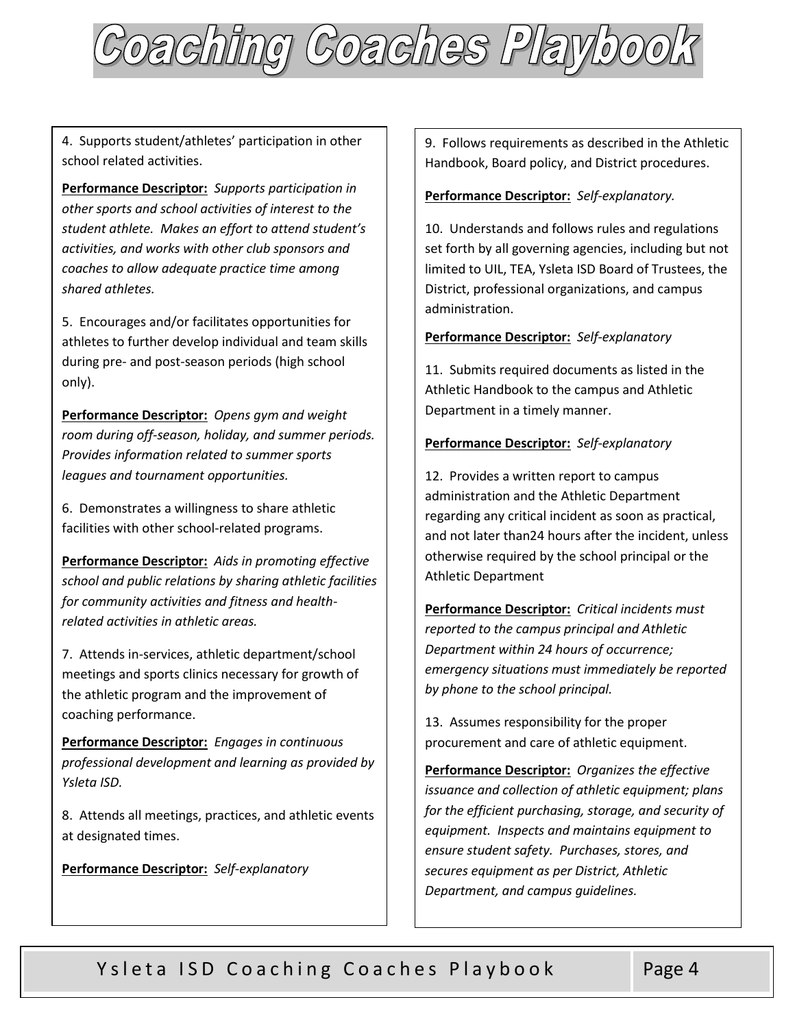# Coaching Coaches Playbook

4. Supports student/athletes' participation in other school related activities.

**Performance Descriptor:** *Supports participation in other sports and school activities of interest to the student athlete. Makes an effort to attend student's activities, and works with other club sponsors and coaches to allow adequate practice time among shared athletes.*

5. Encourages and/or facilitates opportunities for athletes to further develop individual and team skills during pre- and post-season periods (high school only).

**Performance Descriptor:** *Opens gym and weight room during off-season, holiday, and summer periods. Provides information related to summer sports leagues and tournament opportunities.*

6. Demonstrates a willingness to share athletic facilities with other school-related programs.

**Performance Descriptor:** *Aids in promoting effective school and public relations by sharing athletic facilities for community activities and fitness and health-related activities in athletic areas.*

7. Attends in-services, athletic department/school meetings and sports clinics necessary for growth of the athletic program and the improvement of coaching performance.

**Performance Descriptor:** *Engages in continuous professional development and learning as provided by Ysleta ISD.*

8. Attends all meetings, practices, and athletic events at designated times.

**Performance Descriptor:** *Self-explanatory*

9. Follows requirements as described in the Athletic Handbook, Board policy, and District procedures.

**Performance Descriptor:** *Self-explanatory.*

10. Understands and follows rules and regulations set forth by all governing agencies, including but not limited to UIL, TEA, Ysleta ISD Board of Trustees, the District, professional organizations, and campus administration.

**Performance Descriptor:** *Self-explanatory*

11. Submits required documents as listed in the Athletic Handbook to the campus and Athletic Department in a timely manner.

**Performance Descriptor:** *Self-explanatory*

12. Provides a written report to campus administration and the Athletic Department regarding any critical incident as soon as practical, and not later than24 hours after the incident, unless otherwise required by the school principal or the Athletic Department

**Performance Descriptor:** *Critical incidents must reported to the campus principal and Athletic Department within 24 hours of occurrence; emergency situations must immediately be reported by phone to the school principal.*

13. Assumes responsibility for the proper procurement and care of athletic equipment.

**Performance Descriptor:** *Organizes the effective issuance and collection of athletic equipment; plans for the efficient purchasing, storage, and security of equipment. Inspects and maintains equipment to ensure student safety. Purchases, stores, and secures equipment as per District, Athletic Department, and campus guidelines.*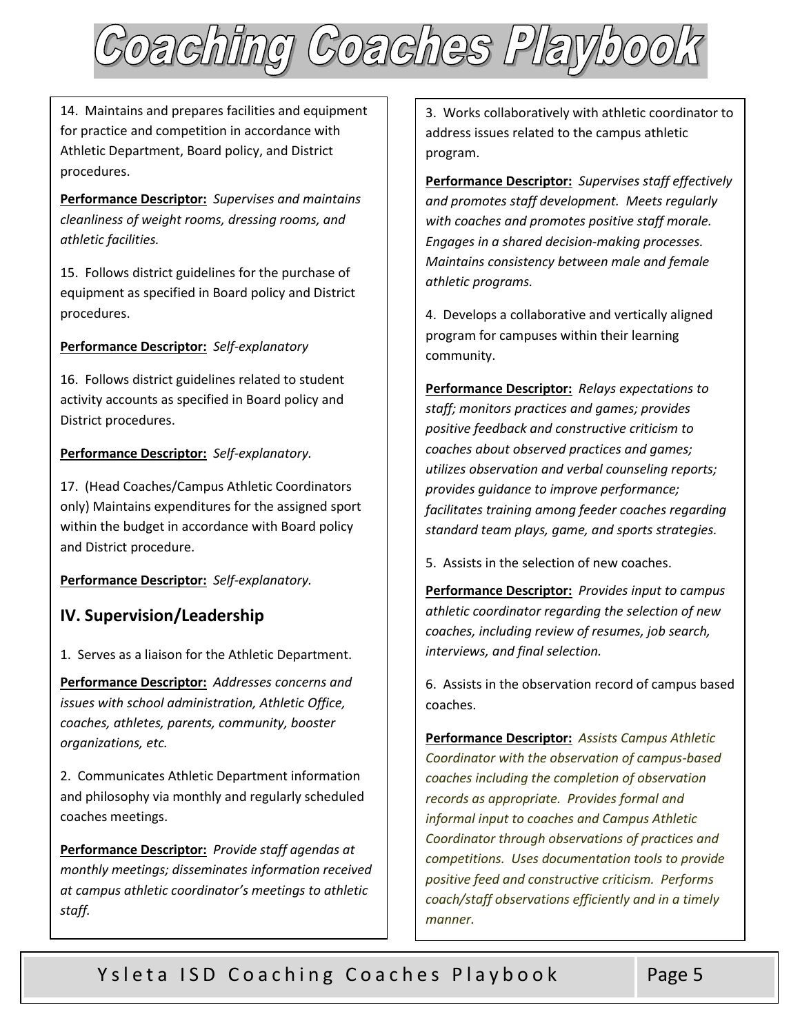14. Maintains and prepares facilities and equipment for practice and competition in accordance with Athletic Department, Board policy, and District procedures.

**Performance Descriptor:** *Supervises and maintains cleanliness of weight rooms, dressing rooms, and athletic facilities.*

15. Follows district guidelines for the purchase of equipment as specified in Board policy and District procedures.

**Performance Descriptor:** *Self-explanatory*

16. Follows district guidelines related to student activity accounts as specified in Board policy and District procedures.

**Performance Descriptor:** *Self-explanatory.*

17. (Head Coaches/Campus Athletic Coordinators only) Maintains expenditures for the assigned sport within the budget in accordance with Board policy and District procedure.

**Performance Descriptor:** *Self-explanatory.*

## IV. Supervision/Leadership

1. Serves as a liaison for the Athletic Department.

**Performance Descriptor:** *Addresses concerns and issues with school administration, Athletic Office, coaches, athletes, parents, community, booster organizations, etc.*

2. Communicates Athletic Department information and philosophy via monthly and regularly scheduled coaches meetings.

**Performance Descriptor:** *Provide staff agendas at monthly meetings; disseminates information received at campus athletic coordinator's meetings to athletic staff.*

3. Works collaboratively with athletic coordinator to address issues related to the campus athletic program.

**Performance Descriptor:** *Supervises staff effectively and promotes staff development. Meets regularly with coaches and promotes positive staff morale. Engages in a shared decision-making processes. Maintains consistency between male and female athletic programs.*

4. Develops a collaborative and vertically aligned program for campuses within their learning community.

**Performance Descriptor:** *Relays expectations to staff; monitors practices and games; provides positive feedback and constructive criticism to coaches about observed practices and games; utilizes observation and verbal counseling reports; provides guidance to improve performance; facilitates training among feeder coaches regarding standard team plays, game, and sports strategies.*

5. Assists in the selection of new coaches.

**Performance Descriptor:** *Provides input to campus athletic coordinator regarding the selection of new coaches, including review of resumes, job search, interviews, and final selection.*

6. Assists in the observation record of campus based coaches.

**Performance Descriptor:** *Assists Campus Athletic Coordinator with the observation of campus-based coaches including the completion of observation records as appropriate. Provides formal and informal input to coaches and Campus Athletic Coordinator through observations of practices and competitions. Uses documentation tools to provide positive feed and constructive criticism. Performs coach/staff observations efficiently and in a timely manner.*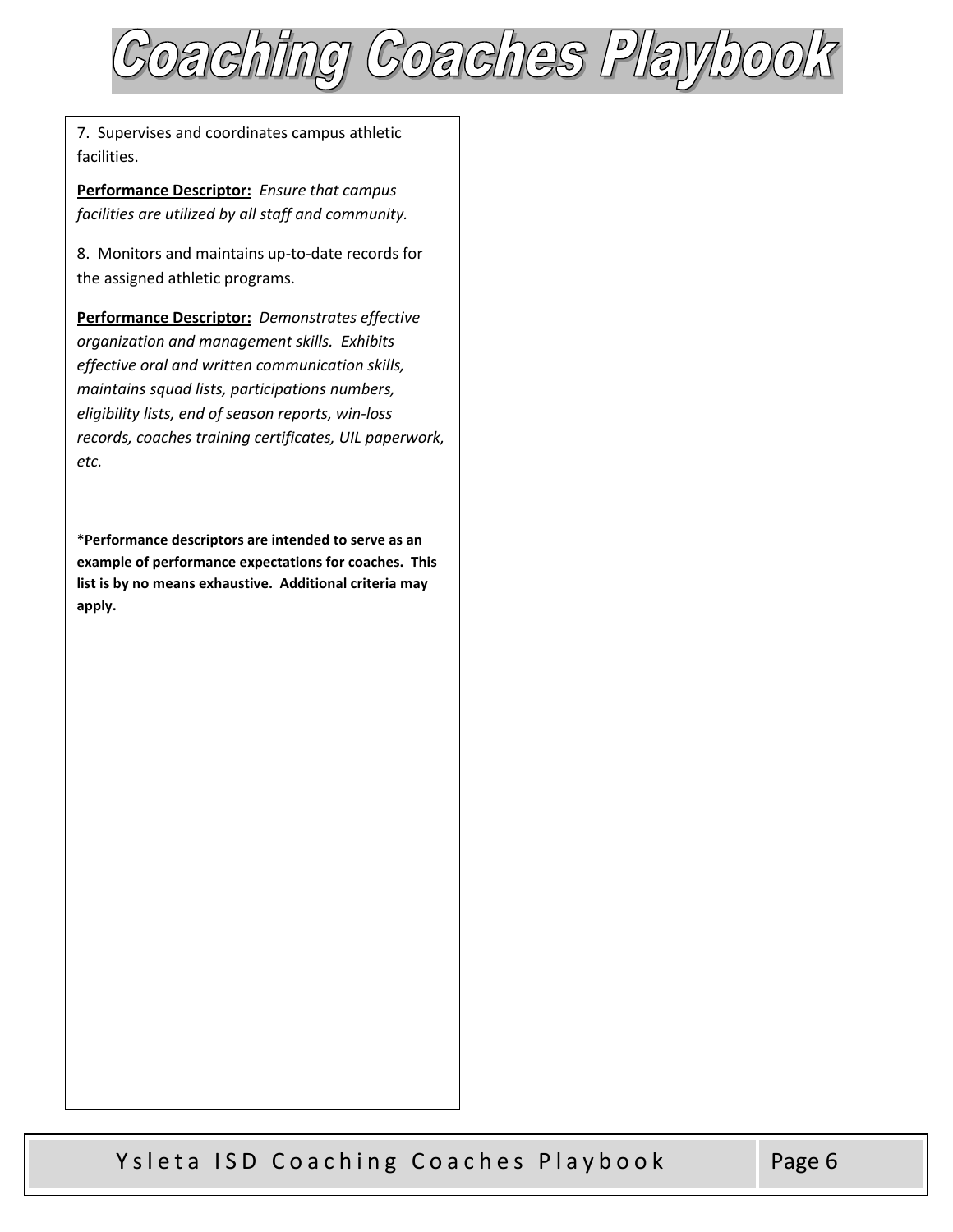7. Supervises and coordinates campus athletic facilities.

**Performance Descriptor:** *Ensure that campus facilities are utilized by all staff and community.*

8. Monitors and maintains up-to-date records for the assigned athletic programs.

**Performance Descriptor:** *Demonstrates effective organization and management skills. Exhibits effective oral and written communication skills, maintains squad lists, participations numbers, eligibility lists, end of season reports, win-loss records, coaches training certificates, UIL paperwork, etc.*

**\*Performance descriptors are intended to serve as an example of performance expectations for coaches. This list is by no means exhaustive. Additional criteria may apply.**